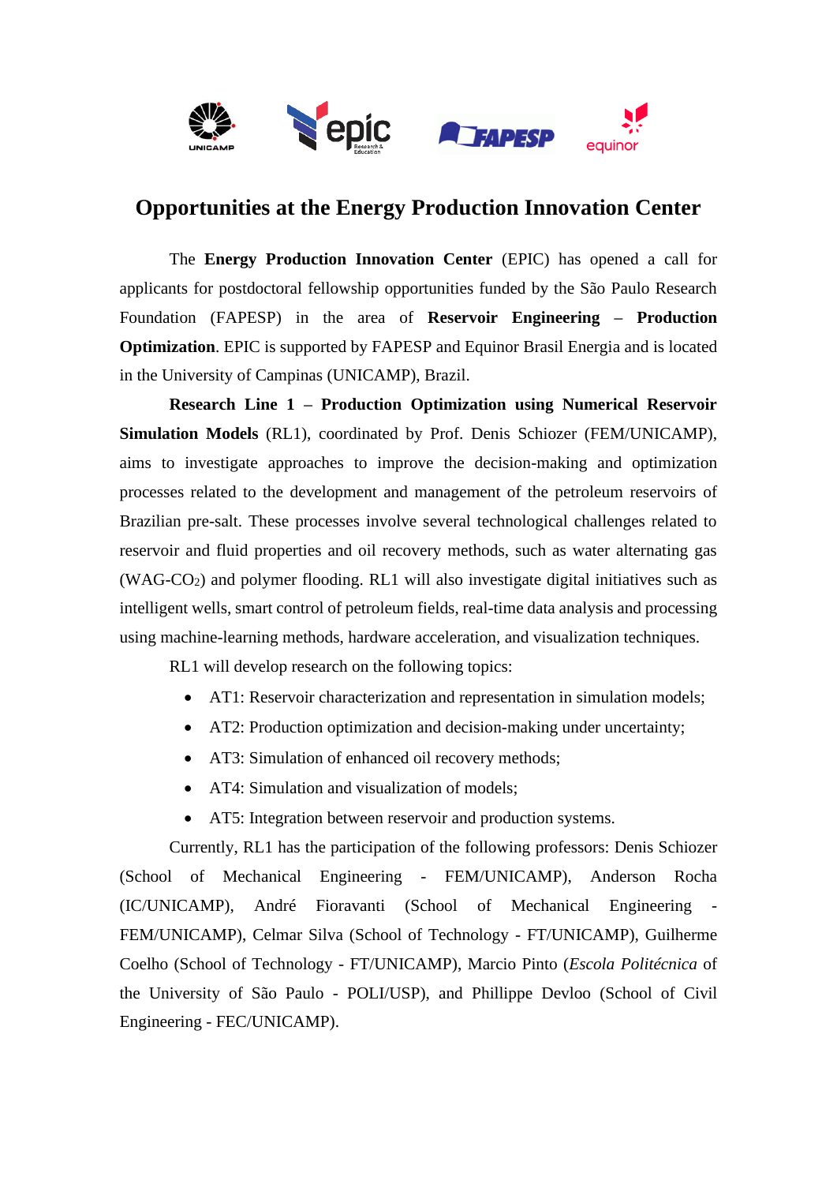# Opportunities at the Energy Production Innovation Center

The **Energy Production Innovation Center** (EPIC) has opened a call for applicants for postdoctoral fellowship opportunities funded by the São Paulo Research Foundation (FAPESP) in the area of **Reservoir Engineering – Production Optimization**. EPIC is supported by FAPESP and Equinor Brasil Energia and is located in the University of Campinas (UNICAMP), Brazil.

**Research Line 1 – Production Optimization using Numerical Reservoir Simulation Models** (RL1), coordinated by Prof. Denis Schiozer (FEM/UNICAMP), aims to investigate approaches to improve the decision-making and optimization processes related to the development and management of the petroleum reservoirs of Brazilian pre-salt. These processes involve several technological challenges related to reservoir and fluid properties and oil recovery methods, such as water alternating gas (WAG-$CO_2$) and polymer flooding. RL1 will also investigate digital initiatives such as intelligent wells, smart control of petroleum fields, real-time data analysis and processing using machine-learning methods, hardware acceleration, and visualization techniques.

RL1 will develop research on the following topics:

- AT1: Reservoir characterization and representation in simulation models;
- AT2: Production optimization and decision-making under uncertainty;
- AT3: Simulation of enhanced oil recovery methods;
- AT4: Simulation and visualization of models;
- AT5: Integration between reservoir and production systems.

Currently, RL1 has the participation of the following professors: Denis Schiozer (School of Mechanical Engineering - FEM/UNICAMP), Anderson Rocha (IC/UNICAMP), André Fioravanti (School of Mechanical Engineering - FEM/UNICAMP), Celmar Silva (School of Technology - FT/UNICAMP), Guilherme Coelho (School of Technology - FT/UNICAMP), Marcio Pinto (*Escola Politécnica* of the University of São Paulo - POLI/USP), and Phillippe Devloo (School of Civil Engineering - FEC/UNICAMP).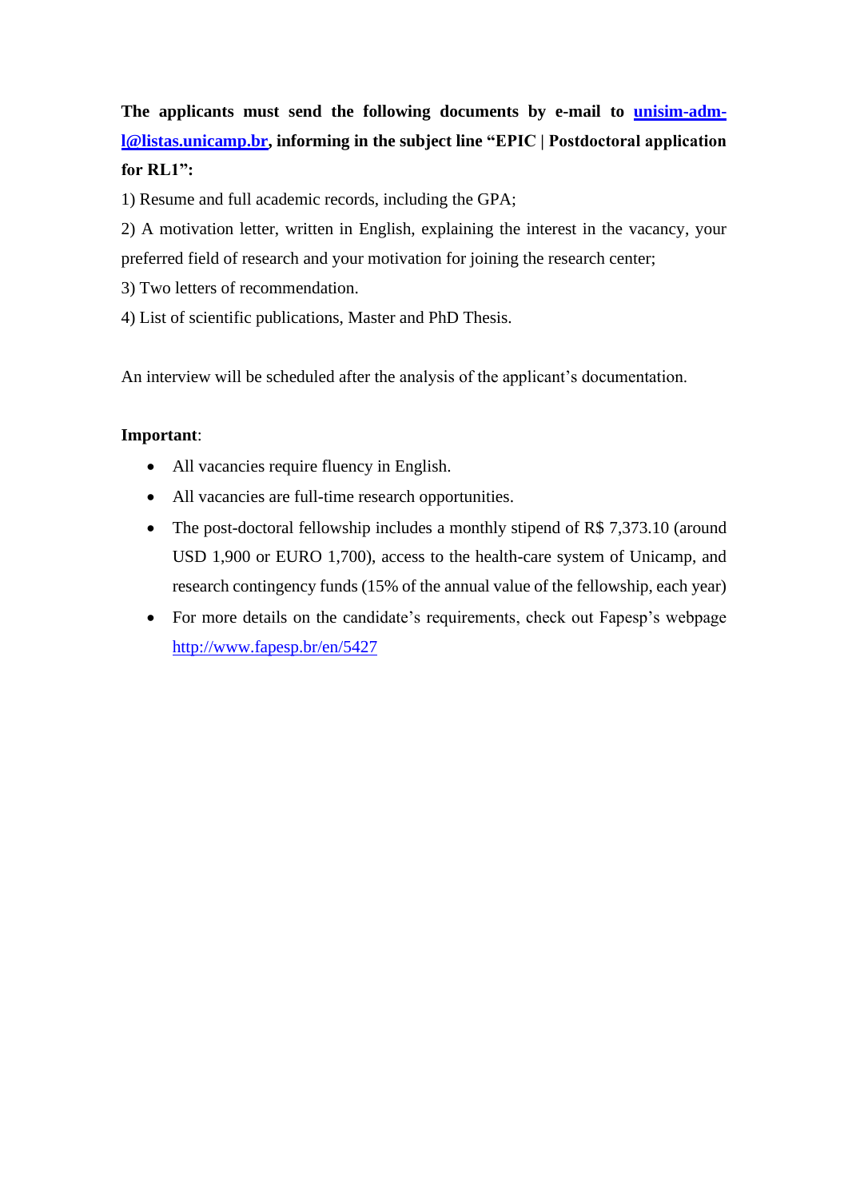**The applicants must send the following documents by e-mail to [unisim-adm-l@listas.unicamp.br](mailto:unisim-adm-l@listas.unicamp.br), informing in the subject line "EPIC | Postdoctoral application for RL1":**

1) Resume and full academic records, including the GPA;

2) A motivation letter, written in English, explaining the interest in the vacancy, your preferred field of research and your motivation for joining the research center;

3) Two letters of recommendation.

4) List of scientific publications, Master and PhD Thesis.

An interview will be scheduled after the analysis of the applicant's documentation.

**Important**:

- All vacancies require fluency in English.
- All vacancies are full-time research opportunities.
- The post-doctoral fellowship includes a monthly stipend of R$ 7,373.10 (around USD 1,900 or EURO 1,700), access to the health-care system of Unicamp, and research contingency funds (15% of the annual value of the fellowship, each year)
- For more details on the candidate's requirements, check out Fapesp's webpage [http://www.fapesp.br/en/5427](http://www.fapesp.br/en/5427)